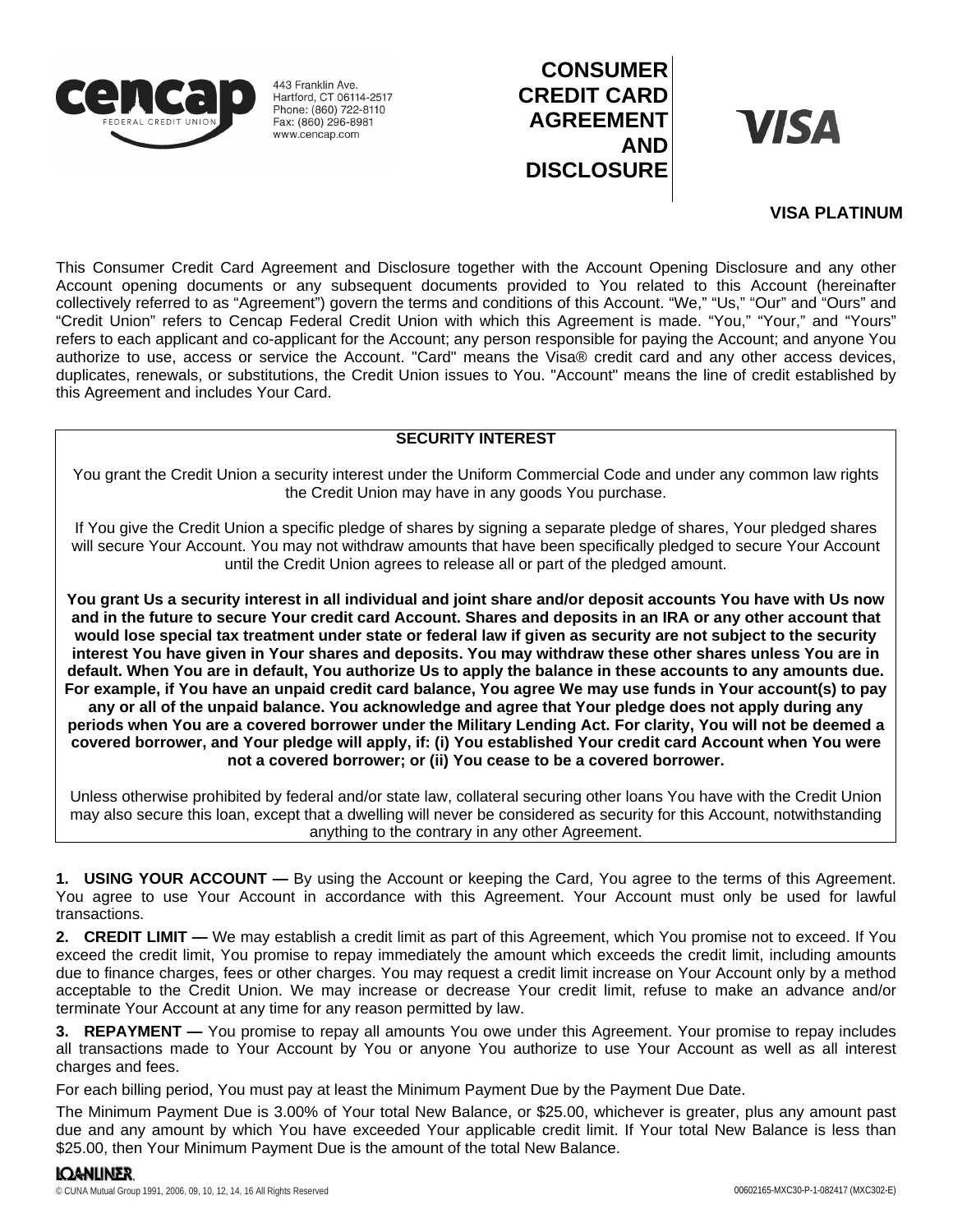cencap FEDERAL CREDIT UNION

443 Franklin Ave.
Hartford, CT 06114-2517
Phone: (860) 722-8110
Fax: (860) 296-8981
www.cencap.com

# CONSUMER CREDIT CARD AGREEMENT AND DISCLOSURE

VISA

**VISA PLATINUM**

This Consumer Credit Card Agreement and Disclosure together with the Account Opening Disclosure and any other Account opening documents or any subsequent documents provided to You related to this Account (hereinafter collectively referred to as "Agreement") govern the terms and conditions of this Account. "We," "Us," "Our" and "Ours" and "Credit Union" refers to Cencap Federal Credit Union with which this Agreement is made. "You," "Your," and "Yours" refers to each applicant and co-applicant for the Account; any person responsible for paying the Account; and anyone You authorize to use, access or service the Account. "Card" means the Visa® credit card and any other access devices, duplicates, renewals, or substitutions, the Credit Union issues to You. "Account" means the line of credit established by this Agreement and includes Your Card.

**SECURITY INTEREST**

You grant the Credit Union a security interest under the Uniform Commercial Code and under any common law rights the Credit Union may have in any goods You purchase.

If You give the Credit Union a specific pledge of shares by signing a separate pledge of shares, Your pledged shares will secure Your Account. You may not withdraw amounts that have been specifically pledged to secure Your Account until the Credit Union agrees to release all or part of the pledged amount.

**You grant Us a security interest in all individual and joint share and/or deposit accounts You have with Us now and in the future to secure Your credit card Account. Shares and deposits in an IRA or any other account that would lose special tax treatment under state or federal law if given as security are not subject to the security interest You have given in Your shares and deposits. You may withdraw these other shares unless You are in default. When You are in default, You authorize Us to apply the balance in these accounts to any amounts due. For example, if You have an unpaid credit card balance, You agree We may use funds in Your account(s) to pay any or all of the unpaid balance. You acknowledge and agree that Your pledge does not apply during any periods when You are a covered borrower under the Military Lending Act. For clarity, You will not be deemed a covered borrower, and Your pledge will apply, if: (i) You established Your credit card Account when You were not a covered borrower; or (ii) You cease to be a covered borrower.**

Unless otherwise prohibited by federal and/or state law, collateral securing other loans You have with the Credit Union may also secure this loan, except that a dwelling will never be considered as security for this Account, notwithstanding anything to the contrary in any other Agreement.

**1. USING YOUR ACCOUNT —** By using the Account or keeping the Card, You agree to the terms of this Agreement. You agree to use Your Account in accordance with this Agreement. Your Account must only be used for lawful transactions.

**2. CREDIT LIMIT —** We may establish a credit limit as part of this Agreement, which You promise not to exceed. If You exceed the credit limit, You promise to repay immediately the amount which exceeds the credit limit, including amounts due to finance charges, fees or other charges. You may request a credit limit increase on Your Account only by a method acceptable to the Credit Union. We may increase or decrease Your credit limit, refuse to make an advance and/or terminate Your Account at any time for any reason permitted by law.

**3. REPAYMENT —** You promise to repay all amounts You owe under this Agreement. Your promise to repay includes all transactions made to Your Account by You or anyone You authorize to use Your Account as well as all interest charges and fees.

For each billing period, You must pay at least the Minimum Payment Due by the Payment Due Date.

The Minimum Payment Due is 3.00% of Your total New Balance, or $25.00, whichever is greater, plus any amount past due and any amount by which You have exceeded Your applicable credit limit. If Your total New Balance is less than $25.00, then Your Minimum Payment Due is the amount of the total New Balance.

LOANLINER.
© CUNA Mutual Group 1991, 2006, 09, 10, 12, 14, 16 All Rights Reserved

00602165-MXC30-P-1-082417 (MXC302-E)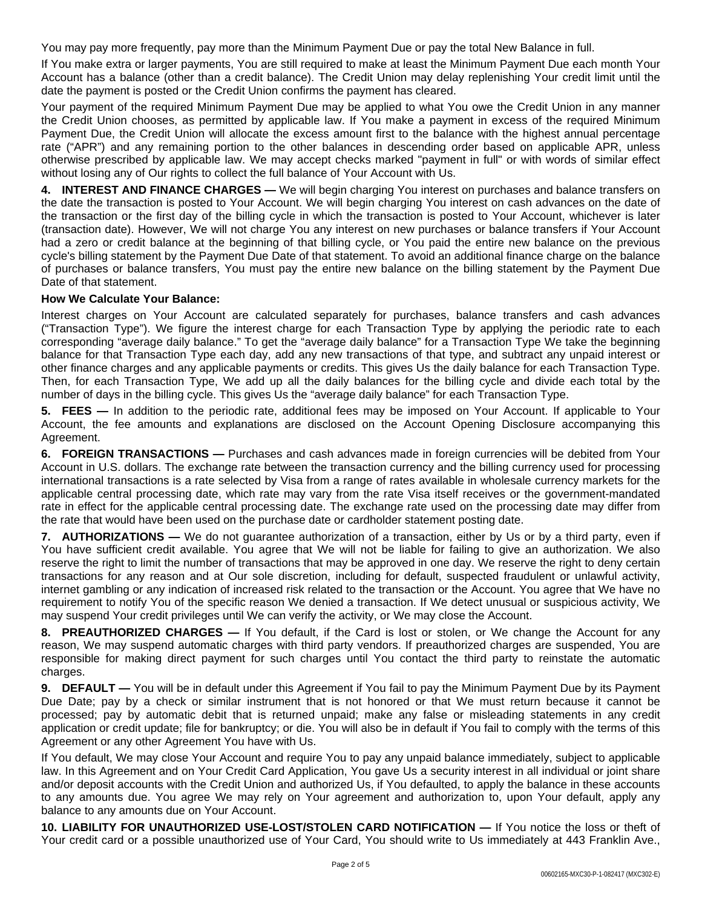You may pay more frequently, pay more than the Minimum Payment Due or pay the total New Balance in full.

If You make extra or larger payments, You are still required to make at least the Minimum Payment Due each month Your Account has a balance (other than a credit balance). The Credit Union may delay replenishing Your credit limit until the date the payment is posted or the Credit Union confirms the payment has cleared.

Your payment of the required Minimum Payment Due may be applied to what You owe the Credit Union in any manner the Credit Union chooses, as permitted by applicable law. If You make a payment in excess of the required Minimum Payment Due, the Credit Union will allocate the excess amount first to the balance with the highest annual percentage rate ("APR") and any remaining portion to the other balances in descending order based on applicable APR, unless otherwise prescribed by applicable law. We may accept checks marked "payment in full" or with words of similar effect without losing any of Our rights to collect the full balance of Your Account with Us.

**4. INTEREST AND FINANCE CHARGES —** We will begin charging You interest on purchases and balance transfers on the date the transaction is posted to Your Account. We will begin charging You interest on cash advances on the date of the transaction or the first day of the billing cycle in which the transaction is posted to Your Account, whichever is later (transaction date). However, We will not charge You any interest on new purchases or balance transfers if Your Account had a zero or credit balance at the beginning of that billing cycle, or You paid the entire new balance on the previous cycle's billing statement by the Payment Due Date of that statement. To avoid an additional finance charge on the balance of purchases or balance transfers, You must pay the entire new balance on the billing statement by the Payment Due Date of that statement.

**How We Calculate Your Balance:**

Interest charges on Your Account are calculated separately for purchases, balance transfers and cash advances ("Transaction Type"). We figure the interest charge for each Transaction Type by applying the periodic rate to each corresponding "average daily balance." To get the "average daily balance" for a Transaction Type We take the beginning balance for that Transaction Type each day, add any new transactions of that type, and subtract any unpaid interest or other finance charges and any applicable payments or credits. This gives Us the daily balance for each Transaction Type. Then, for each Transaction Type, We add up all the daily balances for the billing cycle and divide each total by the number of days in the billing cycle. This gives Us the "average daily balance" for each Transaction Type.

**5. FEES —** In addition to the periodic rate, additional fees may be imposed on Your Account. If applicable to Your Account, the fee amounts and explanations are disclosed on the Account Opening Disclosure accompanying this Agreement.

**6. FOREIGN TRANSACTIONS —** Purchases and cash advances made in foreign currencies will be debited from Your Account in U.S. dollars. The exchange rate between the transaction currency and the billing currency used for processing international transactions is a rate selected by Visa from a range of rates available in wholesale currency markets for the applicable central processing date, which rate may vary from the rate Visa itself receives or the government-mandated rate in effect for the applicable central processing date. The exchange rate used on the processing date may differ from the rate that would have been used on the purchase date or cardholder statement posting date.

**7. AUTHORIZATIONS —** We do not guarantee authorization of a transaction, either by Us or by a third party, even if You have sufficient credit available. You agree that We will not be liable for failing to give an authorization. We also reserve the right to limit the number of transactions that may be approved in one day. We reserve the right to deny certain transactions for any reason and at Our sole discretion, including for default, suspected fraudulent or unlawful activity, internet gambling or any indication of increased risk related to the transaction or the Account. You agree that We have no requirement to notify You of the specific reason We denied a transaction. If We detect unusual or suspicious activity, We may suspend Your credit privileges until We can verify the activity, or We may close the Account.

**8. PREAUTHORIZED CHARGES —** If You default, if the Card is lost or stolen, or We change the Account for any reason, We may suspend automatic charges with third party vendors. If preauthorized charges are suspended, You are responsible for making direct payment for such charges until You contact the third party to reinstate the automatic charges.

**9. DEFAULT —** You will be in default under this Agreement if You fail to pay the Minimum Payment Due by its Payment Due Date; pay by a check or similar instrument that is not honored or that We must return because it cannot be processed; pay by automatic debit that is returned unpaid; make any false or misleading statements in any credit application or credit update; file for bankruptcy; or die. You will also be in default if You fail to comply with the terms of this Agreement or any other Agreement You have with Us.

If You default, We may close Your Account and require You to pay any unpaid balance immediately, subject to applicable law. In this Agreement and on Your Credit Card Application, You gave Us a security interest in all individual or joint share and/or deposit accounts with the Credit Union and authorized Us, if You defaulted, to apply the balance in these accounts to any amounts due. You agree We may rely on Your agreement and authorization to, upon Your default, apply any balance to any amounts due on Your Account.

**10. LIABILITY FOR UNAUTHORIZED USE-LOST/STOLEN CARD NOTIFICATION —** If You notice the loss or theft of Your credit card or a possible unauthorized use of Your Card, You should write to Us immediately at 443 Franklin Ave.,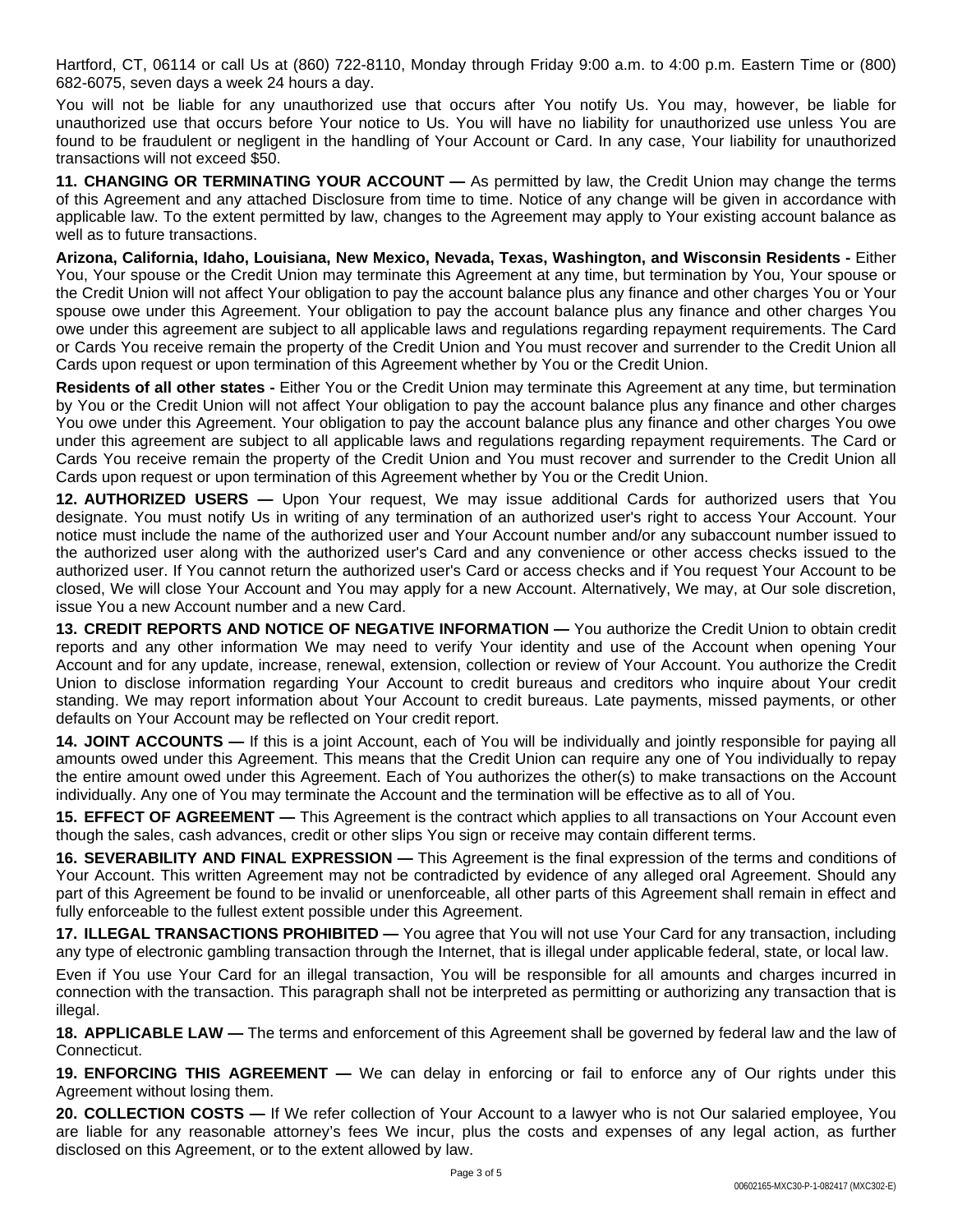Hartford, CT, 06114 or call Us at (860) 722-8110, Monday through Friday 9:00 a.m. to 4:00 p.m. Eastern Time or (800) 682-6075, seven days a week 24 hours a day.

You will not be liable for any unauthorized use that occurs after You notify Us. You may, however, be liable for unauthorized use that occurs before Your notice to Us. You will have no liability for unauthorized use unless You are found to be fraudulent or negligent in the handling of Your Account or Card. In any case, Your liability for unauthorized transactions will not exceed $50.

**11. CHANGING OR TERMINATING YOUR ACCOUNT —** As permitted by law, the Credit Union may change the terms of this Agreement and any attached Disclosure from time to time. Notice of any change will be given in accordance with applicable law. To the extent permitted by law, changes to the Agreement may apply to Your existing account balance as well as to future transactions.

**Arizona, California, Idaho, Louisiana, New Mexico, Nevada, Texas, Washington, and Wisconsin Residents -** Either You, Your spouse or the Credit Union may terminate this Agreement at any time, but termination by You, Your spouse or the Credit Union will not affect Your obligation to pay the account balance plus any finance and other charges You or Your spouse owe under this Agreement. Your obligation to pay the account balance plus any finance and other charges You owe under this agreement are subject to all applicable laws and regulations regarding repayment requirements. The Card or Cards You receive remain the property of the Credit Union and You must recover and surrender to the Credit Union all Cards upon request or upon termination of this Agreement whether by You or the Credit Union.

**Residents of all other states -** Either You or the Credit Union may terminate this Agreement at any time, but termination by You or the Credit Union will not affect Your obligation to pay the account balance plus any finance and other charges You owe under this Agreement. Your obligation to pay the account balance plus any finance and other charges You owe under this agreement are subject to all applicable laws and regulations regarding repayment requirements. The Card or Cards You receive remain the property of the Credit Union and You must recover and surrender to the Credit Union all Cards upon request or upon termination of this Agreement whether by You or the Credit Union.

**12. AUTHORIZED USERS —** Upon Your request, We may issue additional Cards for authorized users that You designate. You must notify Us in writing of any termination of an authorized user's right to access Your Account. Your notice must include the name of the authorized user and Your Account number and/or any subaccount number issued to the authorized user along with the authorized user's Card and any convenience or other access checks issued to the authorized user. If You cannot return the authorized user's Card or access checks and if You request Your Account to be closed, We will close Your Account and You may apply for a new Account. Alternatively, We may, at Our sole discretion, issue You a new Account number and a new Card.

**13. CREDIT REPORTS AND NOTICE OF NEGATIVE INFORMATION —** You authorize the Credit Union to obtain credit reports and any other information We may need to verify Your identity and use of the Account when opening Your Account and for any update, increase, renewal, extension, collection or review of Your Account. You authorize the Credit Union to disclose information regarding Your Account to credit bureaus and creditors who inquire about Your credit standing. We may report information about Your Account to credit bureaus. Late payments, missed payments, or other defaults on Your Account may be reflected on Your credit report.

**14. JOINT ACCOUNTS —** If this is a joint Account, each of You will be individually and jointly responsible for paying all amounts owed under this Agreement. This means that the Credit Union can require any one of You individually to repay the entire amount owed under this Agreement. Each of You authorizes the other(s) to make transactions on the Account individually. Any one of You may terminate the Account and the termination will be effective as to all of You.

**15. EFFECT OF AGREEMENT —** This Agreement is the contract which applies to all transactions on Your Account even though the sales, cash advances, credit or other slips You sign or receive may contain different terms.

**16. SEVERABILITY AND FINAL EXPRESSION —** This Agreement is the final expression of the terms and conditions of Your Account. This written Agreement may not be contradicted by evidence of any alleged oral Agreement. Should any part of this Agreement be found to be invalid or unenforceable, all other parts of this Agreement shall remain in effect and fully enforceable to the fullest extent possible under this Agreement.

**17. ILLEGAL TRANSACTIONS PROHIBITED —** You agree that You will not use Your Card for any transaction, including any type of electronic gambling transaction through the Internet, that is illegal under applicable federal, state, or local law.

Even if You use Your Card for an illegal transaction, You will be responsible for all amounts and charges incurred in connection with the transaction. This paragraph shall not be interpreted as permitting or authorizing any transaction that is illegal.

**18. APPLICABLE LAW —** The terms and enforcement of this Agreement shall be governed by federal law and the law of Connecticut.

**19. ENFORCING THIS AGREEMENT —** We can delay in enforcing or fail to enforce any of Our rights under this Agreement without losing them.

**20. COLLECTION COSTS —** If We refer collection of Your Account to a lawyer who is not Our salaried employee, You are liable for any reasonable attorney's fees We incur, plus the costs and expenses of any legal action, as further disclosed on this Agreement, or to the extent allowed by law.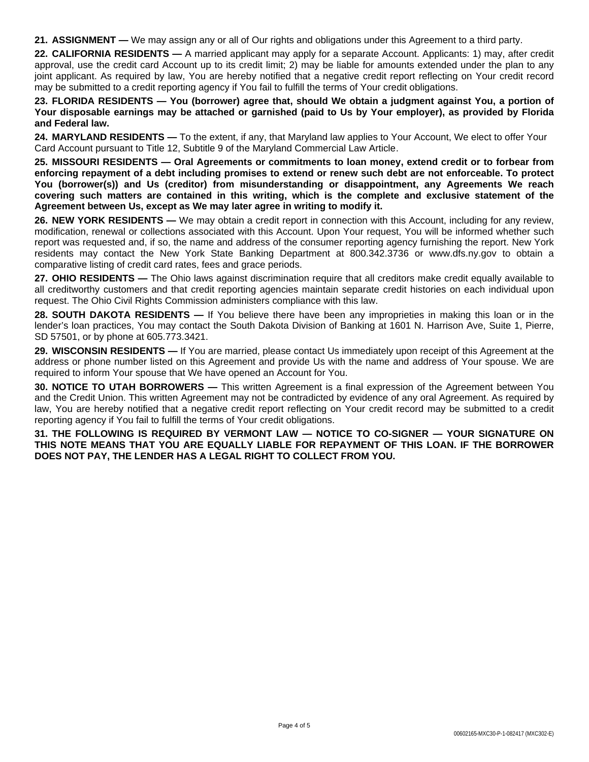**21. ASSIGNMENT —** We may assign any or all of Our rights and obligations under this Agreement to a third party.

**22. CALIFORNIA RESIDENTS —** A married applicant may apply for a separate Account. Applicants: 1) may, after credit approval, use the credit card Account up to its credit limit; 2) may be liable for amounts extended under the plan to any joint applicant. As required by law, You are hereby notified that a negative credit report reflecting on Your credit record may be submitted to a credit reporting agency if You fail to fulfill the terms of Your credit obligations.

**23. FLORIDA RESIDENTS — You (borrower) agree that, should We obtain a judgment against You, a portion of Your disposable earnings may be attached or garnished (paid to Us by Your employer), as provided by Florida and Federal law.**

**24. MARYLAND RESIDENTS —** To the extent, if any, that Maryland law applies to Your Account, We elect to offer Your Card Account pursuant to Title 12, Subtitle 9 of the Maryland Commercial Law Article.

**25. MISSOURI RESIDENTS — Oral Agreements or commitments to loan money, extend credit or to forbear from enforcing repayment of a debt including promises to extend or renew such debt are not enforceable. To protect You (borrower(s)) and Us (creditor) from misunderstanding or disappointment, any Agreements We reach covering such matters are contained in this writing, which is the complete and exclusive statement of the Agreement between Us, except as We may later agree in writing to modify it.**

**26. NEW YORK RESIDENTS —** We may obtain a credit report in connection with this Account, including for any review, modification, renewal or collections associated with this Account. Upon Your request, You will be informed whether such report was requested and, if so, the name and address of the consumer reporting agency furnishing the report. New York residents may contact the New York State Banking Department at 800.342.3736 or www.dfs.ny.gov to obtain a comparative listing of credit card rates, fees and grace periods.

**27. OHIO RESIDENTS —** The Ohio laws against discrimination require that all creditors make credit equally available to all creditworthy customers and that credit reporting agencies maintain separate credit histories on each individual upon request. The Ohio Civil Rights Commission administers compliance with this law.

**28. SOUTH DAKOTA RESIDENTS —** If You believe there have been any improprieties in making this loan or in the lender's loan practices, You may contact the South Dakota Division of Banking at 1601 N. Harrison Ave, Suite 1, Pierre, SD 57501, or by phone at 605.773.3421.

**29. WISCONSIN RESIDENTS —** If You are married, please contact Us immediately upon receipt of this Agreement at the address or phone number listed on this Agreement and provide Us with the name and address of Your spouse. We are required to inform Your spouse that We have opened an Account for You.

**30. NOTICE TO UTAH BORROWERS —** This written Agreement is a final expression of the Agreement between You and the Credit Union. This written Agreement may not be contradicted by evidence of any oral Agreement. As required by law, You are hereby notified that a negative credit report reflecting on Your credit record may be submitted to a credit reporting agency if You fail to fulfill the terms of Your credit obligations.

**31. THE FOLLOWING IS REQUIRED BY VERMONT LAW — NOTICE TO CO-SIGNER — YOUR SIGNATURE ON THIS NOTE MEANS THAT YOU ARE EQUALLY LIABLE FOR REPAYMENT OF THIS LOAN. IF THE BORROWER DOES NOT PAY, THE LENDER HAS A LEGAL RIGHT TO COLLECT FROM YOU.**

00602165-MXC30-P-1-082417 (MXC302-E)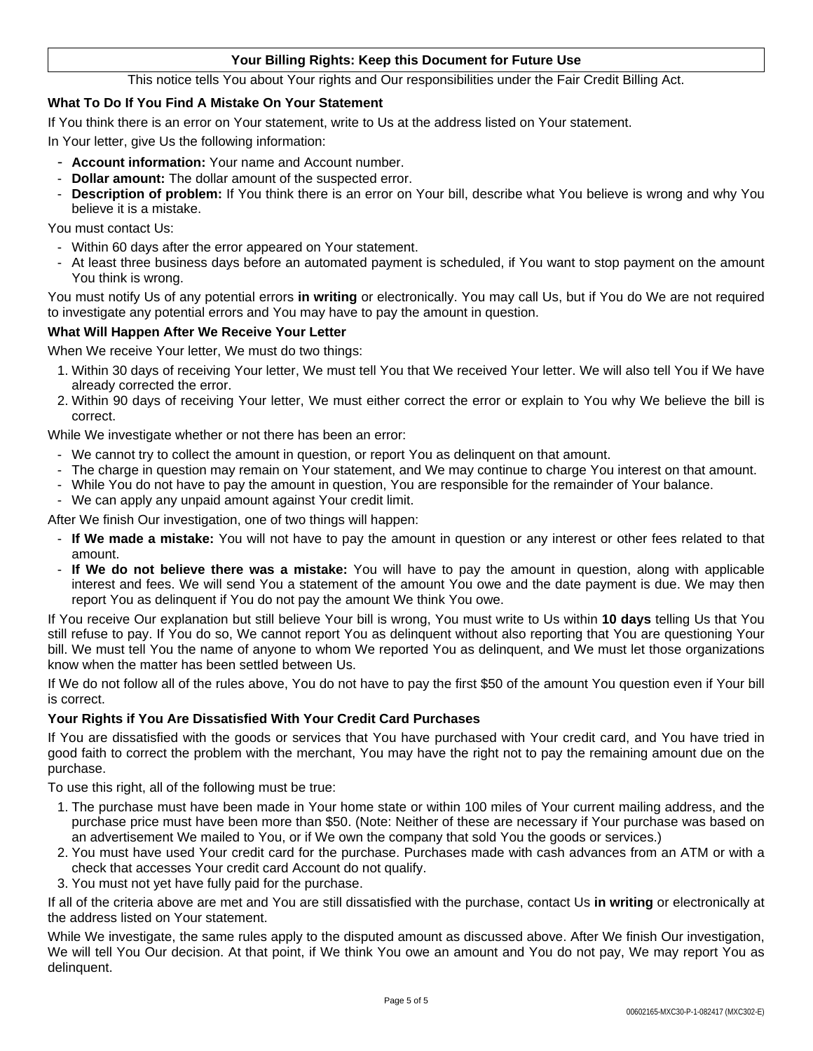## Your Billing Rights: Keep this Document for Future Use

This notice tells You about Your rights and Our responsibilities under the Fair Credit Billing Act.

### What To Do If You Find A Mistake On Your Statement

If You think there is an error on Your statement, write to Us at the address listed on Your statement.

In Your letter, give Us the following information:

- **Account information:** Your name and Account number.
- **Dollar amount:** The dollar amount of the suspected error.
- **Description of problem:** If You think there is an error on Your bill, describe what You believe is wrong and why You believe it is a mistake.

You must contact Us:

- Within 60 days after the error appeared on Your statement.
- At least three business days before an automated payment is scheduled, if You want to stop payment on the amount You think is wrong.

You must notify Us of any potential errors **in writing** or electronically. You may call Us, but if You do We are not required to investigate any potential errors and You may have to pay the amount in question.

### What Will Happen After We Receive Your Letter

When We receive Your letter, We must do two things:

1. Within 30 days of receiving Your letter, We must tell You that We received Your letter. We will also tell You if We have already corrected the error.
2. Within 90 days of receiving Your letter, We must either correct the error or explain to You why We believe the bill is correct.

While We investigate whether or not there has been an error:

- We cannot try to collect the amount in question, or report You as delinquent on that amount.
- The charge in question may remain on Your statement, and We may continue to charge You interest on that amount.
- While You do not have to pay the amount in question, You are responsible for the remainder of Your balance.
- We can apply any unpaid amount against Your credit limit.

After We finish Our investigation, one of two things will happen:

- **If We made a mistake:** You will not have to pay the amount in question or any interest or other fees related to that amount.
- **If We do not believe there was a mistake:** You will have to pay the amount in question, along with applicable interest and fees. We will send You a statement of the amount You owe and the date payment is due. We may then report You as delinquent if You do not pay the amount We think You owe.

If You receive Our explanation but still believe Your bill is wrong, You must write to Us within **10 days** telling Us that You still refuse to pay. If You do so, We cannot report You as delinquent without also reporting that You are questioning Your bill. We must tell You the name of anyone to whom We reported You as delinquent, and We must let those organizations know when the matter has been settled between Us.

If We do not follow all of the rules above, You do not have to pay the first $50 of the amount You question even if Your bill is correct.

### Your Rights if You Are Dissatisfied With Your Credit Card Purchases

If You are dissatisfied with the goods or services that You have purchased with Your credit card, and You have tried in good faith to correct the problem with the merchant, You may have the right not to pay the remaining amount due on the purchase.

To use this right, all of the following must be true:

1. The purchase must have been made in Your home state or within 100 miles of Your current mailing address, and the purchase price must have been more than $50. (Note: Neither of these are necessary if Your purchase was based on an advertisement We mailed to You, or if We own the company that sold You the goods or services.)
2. You must have used Your credit card for the purchase. Purchases made with cash advances from an ATM or with a check that accesses Your credit card Account do not qualify.
3. You must not yet have fully paid for the purchase.

If all of the criteria above are met and You are still dissatisfied with the purchase, contact Us **in writing** or electronically at the address listed on Your statement.

While We investigate, the same rules apply to the disputed amount as discussed above. After We finish Our investigation, We will tell You Our decision. At that point, if We think You owe an amount and You do not pay, We may report You as delinquent.

00602165-MXC30-P-1-082417 (MXC302-E)